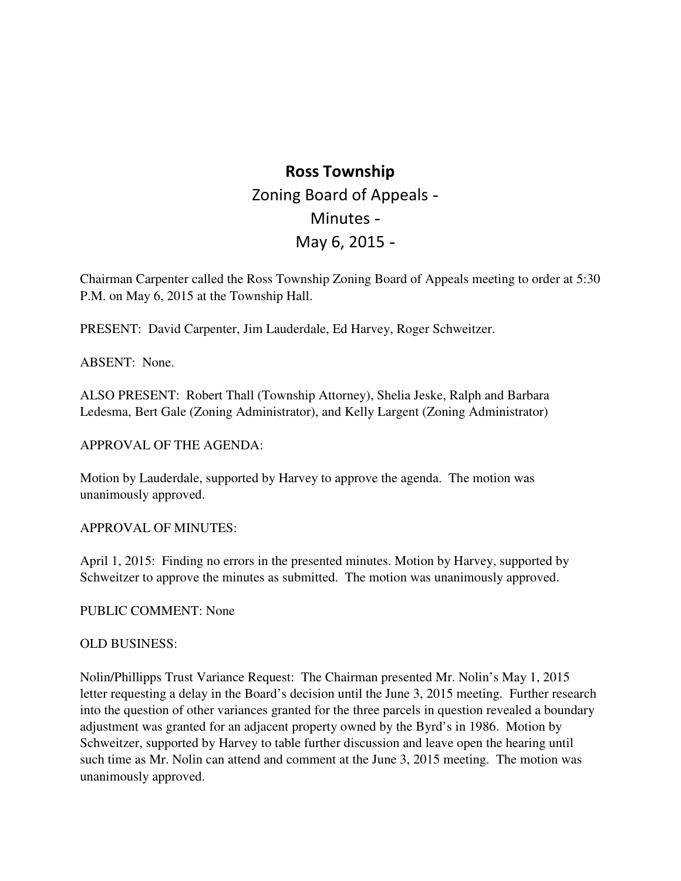# Ross Township

## Zoning Board of Appeals -

## Minutes -

## May 6, 2015 -

Chairman Carpenter called the Ross Township Zoning Board of Appeals meeting to order at 5:30 P.M. on May 6, 2015 at the Township Hall.

PRESENT: David Carpenter, Jim Lauderdale, Ed Harvey, Roger Schweitzer.

ABSENT: None.

ALSO PRESENT: Robert Thall (Township Attorney), Shelia Jeske, Ralph and Barbara Ledesma, Bert Gale (Zoning Administrator), and Kelly Largent (Zoning Administrator)

APPROVAL OF THE AGENDA:

Motion by Lauderdale, supported by Harvey to approve the agenda. The motion was unanimously approved.

APPROVAL OF MINUTES:

April 1, 2015: Finding no errors in the presented minutes. Motion by Harvey, supported by Schweitzer to approve the minutes as submitted. The motion was unanimously approved.

PUBLIC COMMENT: None

OLD BUSINESS:

Nolin/Phillipps Trust Variance Request: The Chairman presented Mr. Nolin's May 1, 2015 letter requesting a delay in the Board's decision until the June 3, 2015 meeting. Further research into the question of other variances granted for the three parcels in question revealed a boundary adjustment was granted for an adjacent property owned by the Byrd's in 1986. Motion by Schweitzer, supported by Harvey to table further discussion and leave open the hearing until such time as Mr. Nolin can attend and comment at the June 3, 2015 meeting. The motion was unanimously approved.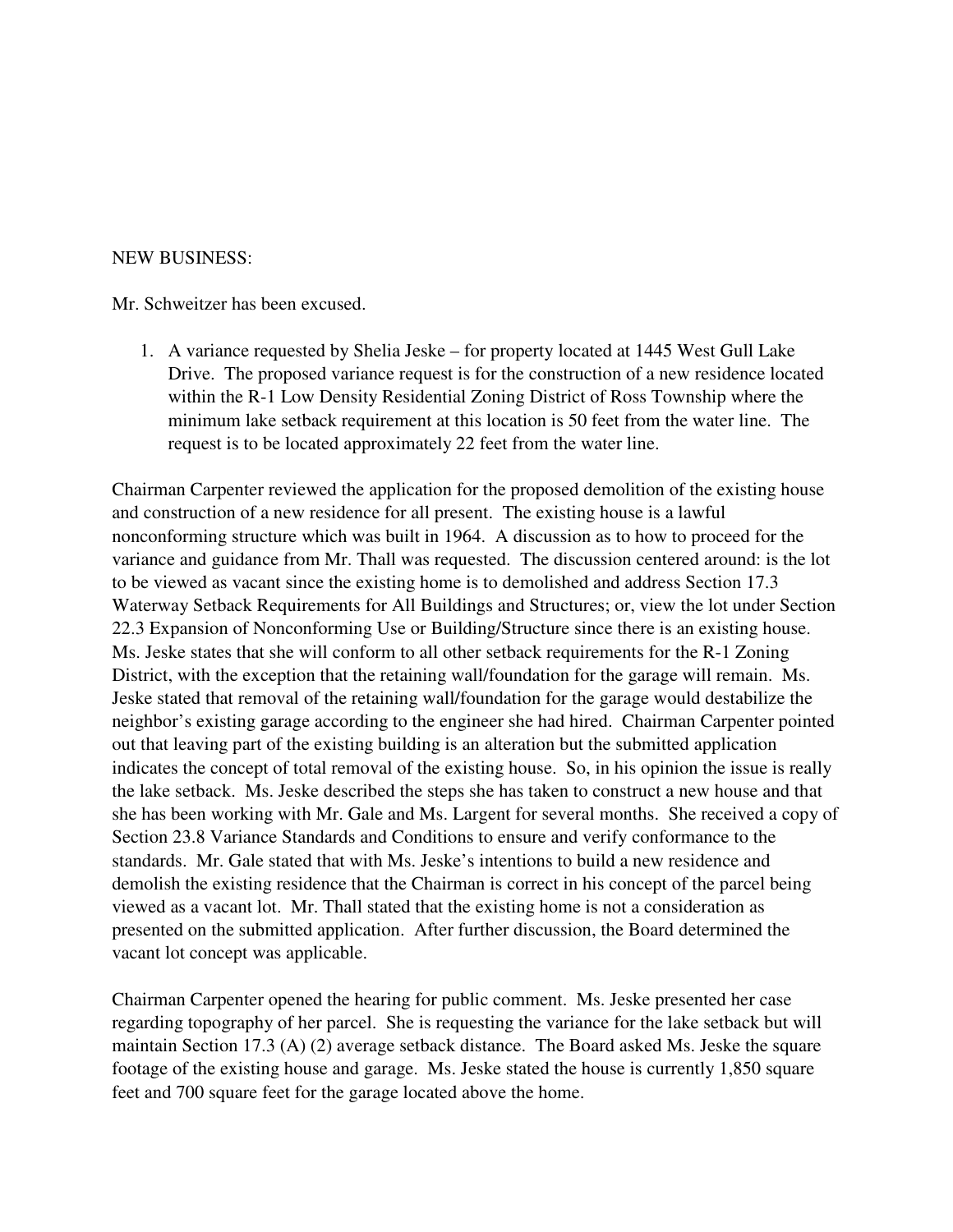NEW BUSINESS:

Mr. Schweitzer has been excused.

1. A variance requested by Shelia Jeske – for property located at 1445 West Gull Lake Drive. The proposed variance request is for the construction of a new residence located within the R-1 Low Density Residential Zoning District of Ross Township where the minimum lake setback requirement at this location is 50 feet from the water line. The request is to be located approximately 22 feet from the water line.

Chairman Carpenter reviewed the application for the proposed demolition of the existing house and construction of a new residence for all present. The existing house is a lawful nonconforming structure which was built in 1964. A discussion as to how to proceed for the variance and guidance from Mr. Thall was requested. The discussion centered around: is the lot to be viewed as vacant since the existing home is to demolished and address Section 17.3 Waterway Setback Requirements for All Buildings and Structures; or, view the lot under Section 22.3 Expansion of Nonconforming Use or Building/Structure since there is an existing house. Ms. Jeske states that she will conform to all other setback requirements for the R-1 Zoning District, with the exception that the retaining wall/foundation for the garage will remain. Ms. Jeske stated that removal of the retaining wall/foundation for the garage would destabilize the neighbor's existing garage according to the engineer she had hired. Chairman Carpenter pointed out that leaving part of the existing building is an alteration but the submitted application indicates the concept of total removal of the existing house. So, in his opinion the issue is really the lake setback. Ms. Jeske described the steps she has taken to construct a new house and that she has been working with Mr. Gale and Ms. Largent for several months. She received a copy of Section 23.8 Variance Standards and Conditions to ensure and verify conformance to the standards. Mr. Gale stated that with Ms. Jeske's intentions to build a new residence and demolish the existing residence that the Chairman is correct in his concept of the parcel being viewed as a vacant lot. Mr. Thall stated that the existing home is not a consideration as presented on the submitted application. After further discussion, the Board determined the vacant lot concept was applicable.

Chairman Carpenter opened the hearing for public comment. Ms. Jeske presented her case regarding topography of her parcel. She is requesting the variance for the lake setback but will maintain Section 17.3 (A) (2) average setback distance. The Board asked Ms. Jeske the square footage of the existing house and garage. Ms. Jeske stated the house is currently 1,850 square feet and 700 square feet for the garage located above the home.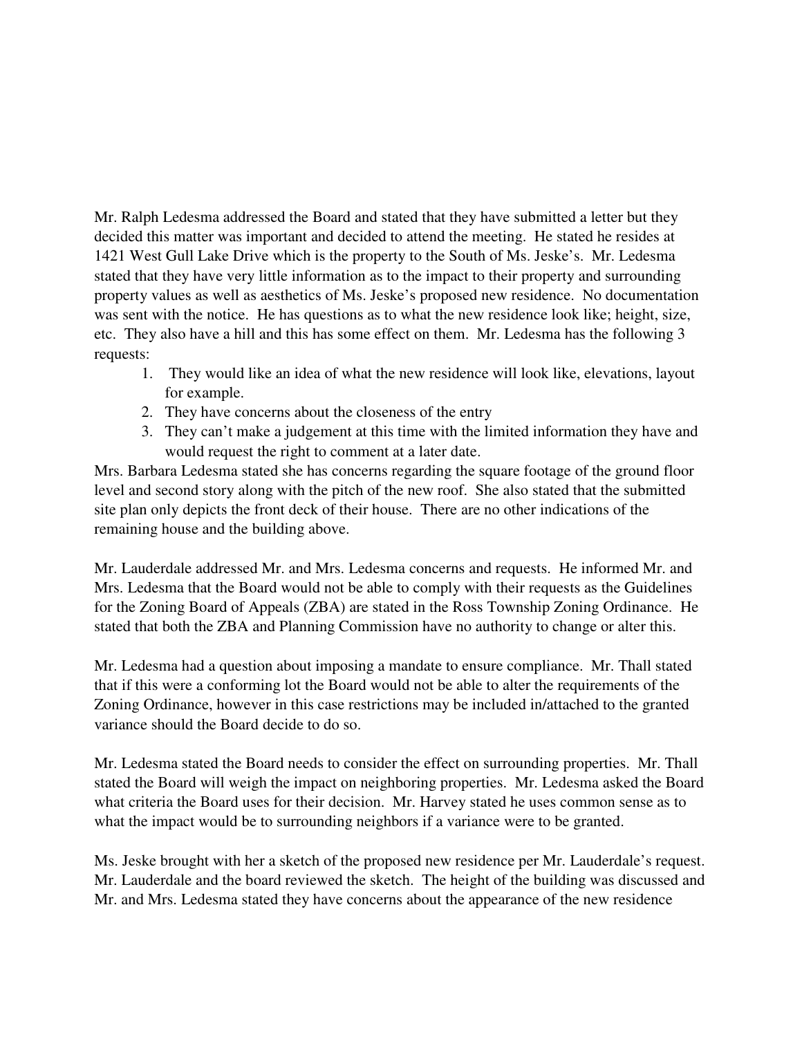Mr. Ralph Ledesma addressed the Board and stated that they have submitted a letter but they decided this matter was important and decided to attend the meeting. He stated he resides at 1421 West Gull Lake Drive which is the property to the South of Ms. Jeske's. Mr. Ledesma stated that they have very little information as to the impact to their property and surrounding property values as well as aesthetics of Ms. Jeske's proposed new residence. No documentation was sent with the notice. He has questions as to what the new residence look like; height, size, etc. They also have a hill and this has some effect on them. Mr. Ledesma has the following 3 requests:

1. They would like an idea of what the new residence will look like, elevations, layout for example.
2. They have concerns about the closeness of the entry
3. They can't make a judgement at this time with the limited information they have and would request the right to comment at a later date.

Mrs. Barbara Ledesma stated she has concerns regarding the square footage of the ground floor level and second story along with the pitch of the new roof. She also stated that the submitted site plan only depicts the front deck of their house. There are no other indications of the remaining house and the building above.

Mr. Lauderdale addressed Mr. and Mrs. Ledesma concerns and requests. He informed Mr. and Mrs. Ledesma that the Board would not be able to comply with their requests as the Guidelines for the Zoning Board of Appeals (ZBA) are stated in the Ross Township Zoning Ordinance. He stated that both the ZBA and Planning Commission have no authority to change or alter this.

Mr. Ledesma had a question about imposing a mandate to ensure compliance. Mr. Thall stated that if this were a conforming lot the Board would not be able to alter the requirements of the Zoning Ordinance, however in this case restrictions may be included in/attached to the granted variance should the Board decide to do so.

Mr. Ledesma stated the Board needs to consider the effect on surrounding properties. Mr. Thall stated the Board will weigh the impact on neighboring properties. Mr. Ledesma asked the Board what criteria the Board uses for their decision. Mr. Harvey stated he uses common sense as to what the impact would be to surrounding neighbors if a variance were to be granted.

Ms. Jeske brought with her a sketch of the proposed new residence per Mr. Lauderdale's request. Mr. Lauderdale and the board reviewed the sketch. The height of the building was discussed and Mr. and Mrs. Ledesma stated they have concerns about the appearance of the new residence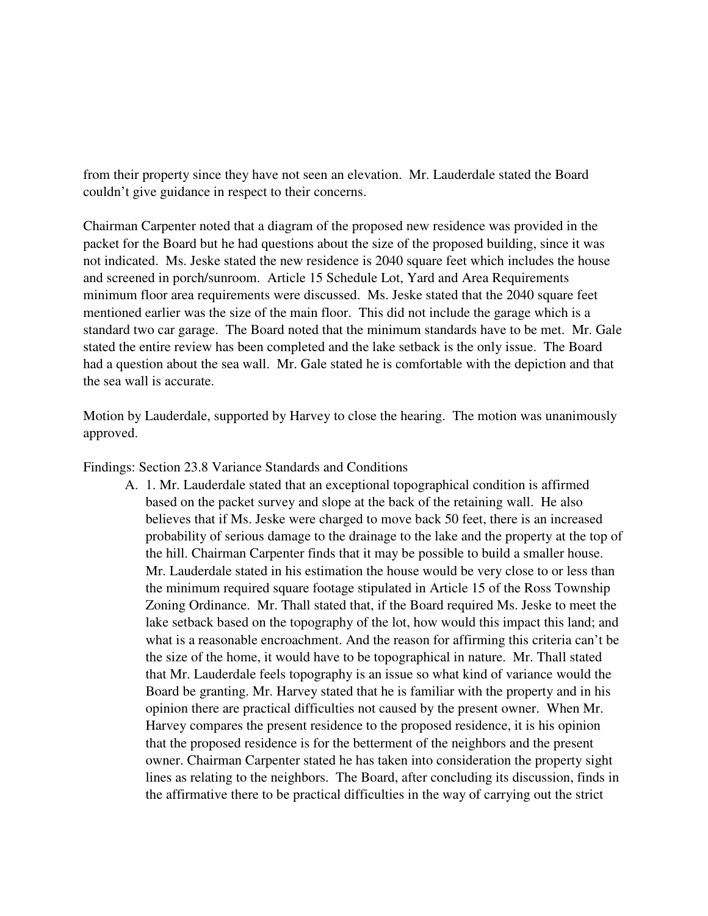from their property since they have not seen an elevation. Mr. Lauderdale stated the Board couldn't give guidance in respect to their concerns.

Chairman Carpenter noted that a diagram of the proposed new residence was provided in the packet for the Board but he had questions about the size of the proposed building, since it was not indicated. Ms. Jeske stated the new residence is 2040 square feet which includes the house and screened in porch/sunroom. Article 15 Schedule Lot, Yard and Area Requirements minimum floor area requirements were discussed. Ms. Jeske stated that the 2040 square feet mentioned earlier was the size of the main floor. This did not include the garage which is a standard two car garage. The Board noted that the minimum standards have to be met. Mr. Gale stated the entire review has been completed and the lake setback is the only issue. The Board had a question about the sea wall. Mr. Gale stated he is comfortable with the depiction and that the sea wall is accurate.

Motion by Lauderdale, supported by Harvey to close the hearing. The motion was unanimously approved.

Findings: Section 23.8 Variance Standards and Conditions

A. 1. Mr. Lauderdale stated that an exceptional topographical condition is affirmed based on the packet survey and slope at the back of the retaining wall. He also believes that if Ms. Jeske were charged to move back 50 feet, there is an increased probability of serious damage to the drainage to the lake and the property at the top of the hill. Chairman Carpenter finds that it may be possible to build a smaller house. Mr. Lauderdale stated in his estimation the house would be very close to or less than the minimum required square footage stipulated in Article 15 of the Ross Township Zoning Ordinance. Mr. Thall stated that, if the Board required Ms. Jeske to meet the lake setback based on the topography of the lot, how would this impact this land; and what is a reasonable encroachment. And the reason for affirming this criteria can't be the size of the home, it would have to be topographical in nature. Mr. Thall stated that Mr. Lauderdale feels topography is an issue so what kind of variance would the Board be granting. Mr. Harvey stated that he is familiar with the property and in his opinion there are practical difficulties not caused by the present owner. When Mr. Harvey compares the present residence to the proposed residence, it is his opinion that the proposed residence is for the betterment of the neighbors and the present owner. Chairman Carpenter stated he has taken into consideration the property sight lines as relating to the neighbors. The Board, after concluding its discussion, finds in the affirmative there to be practical difficulties in the way of carrying out the strict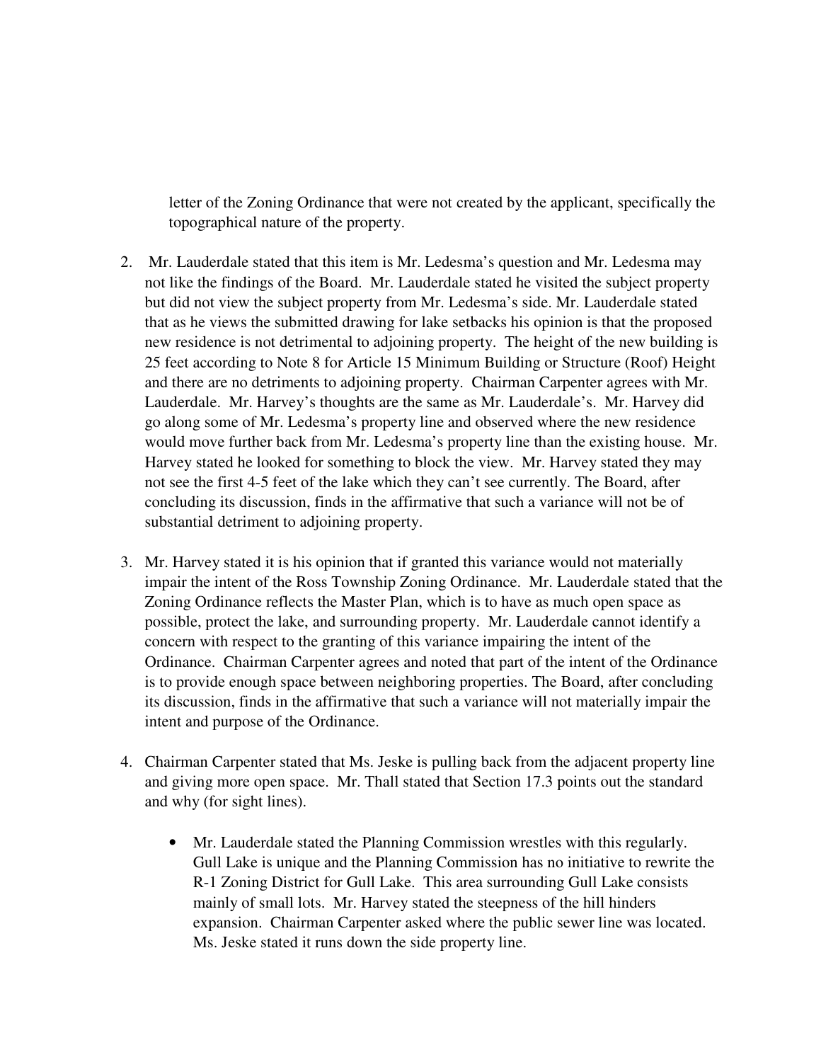letter of the Zoning Ordinance that were not created by the applicant, specifically the topographical nature of the property.

2. Mr. Lauderdale stated that this item is Mr. Ledesma's question and Mr. Ledesma may not like the findings of the Board. Mr. Lauderdale stated he visited the subject property but did not view the subject property from Mr. Ledesma's side. Mr. Lauderdale stated that as he views the submitted drawing for lake setbacks his opinion is that the proposed new residence is not detrimental to adjoining property. The height of the new building is 25 feet according to Note 8 for Article 15 Minimum Building or Structure (Roof) Height and there are no detriments to adjoining property. Chairman Carpenter agrees with Mr. Lauderdale. Mr. Harvey's thoughts are the same as Mr. Lauderdale's. Mr. Harvey did go along some of Mr. Ledesma's property line and observed where the new residence would move further back from Mr. Ledesma's property line than the existing house. Mr. Harvey stated he looked for something to block the view. Mr. Harvey stated they may not see the first 4-5 feet of the lake which they can't see currently. The Board, after concluding its discussion, finds in the affirmative that such a variance will not be of substantial detriment to adjoining property.

3. Mr. Harvey stated it is his opinion that if granted this variance would not materially impair the intent of the Ross Township Zoning Ordinance. Mr. Lauderdale stated that the Zoning Ordinance reflects the Master Plan, which is to have as much open space as possible, protect the lake, and surrounding property. Mr. Lauderdale cannot identify a concern with respect to the granting of this variance impairing the intent of the Ordinance. Chairman Carpenter agrees and noted that part of the intent of the Ordinance is to provide enough space between neighboring properties. The Board, after concluding its discussion, finds in the affirmative that such a variance will not materially impair the intent and purpose of the Ordinance.

4. Chairman Carpenter stated that Ms. Jeske is pulling back from the adjacent property line and giving more open space. Mr. Thall stated that Section 17.3 points out the standard and why (for sight lines).

    - Mr. Lauderdale stated the Planning Commission wrestles with this regularly. Gull Lake is unique and the Planning Commission has no initiative to rewrite the R-1 Zoning District for Gull Lake. This area surrounding Gull Lake consists mainly of small lots. Mr. Harvey stated the steepness of the hill hinders expansion. Chairman Carpenter asked where the public sewer line was located. Ms. Jeske stated it runs down the side property line.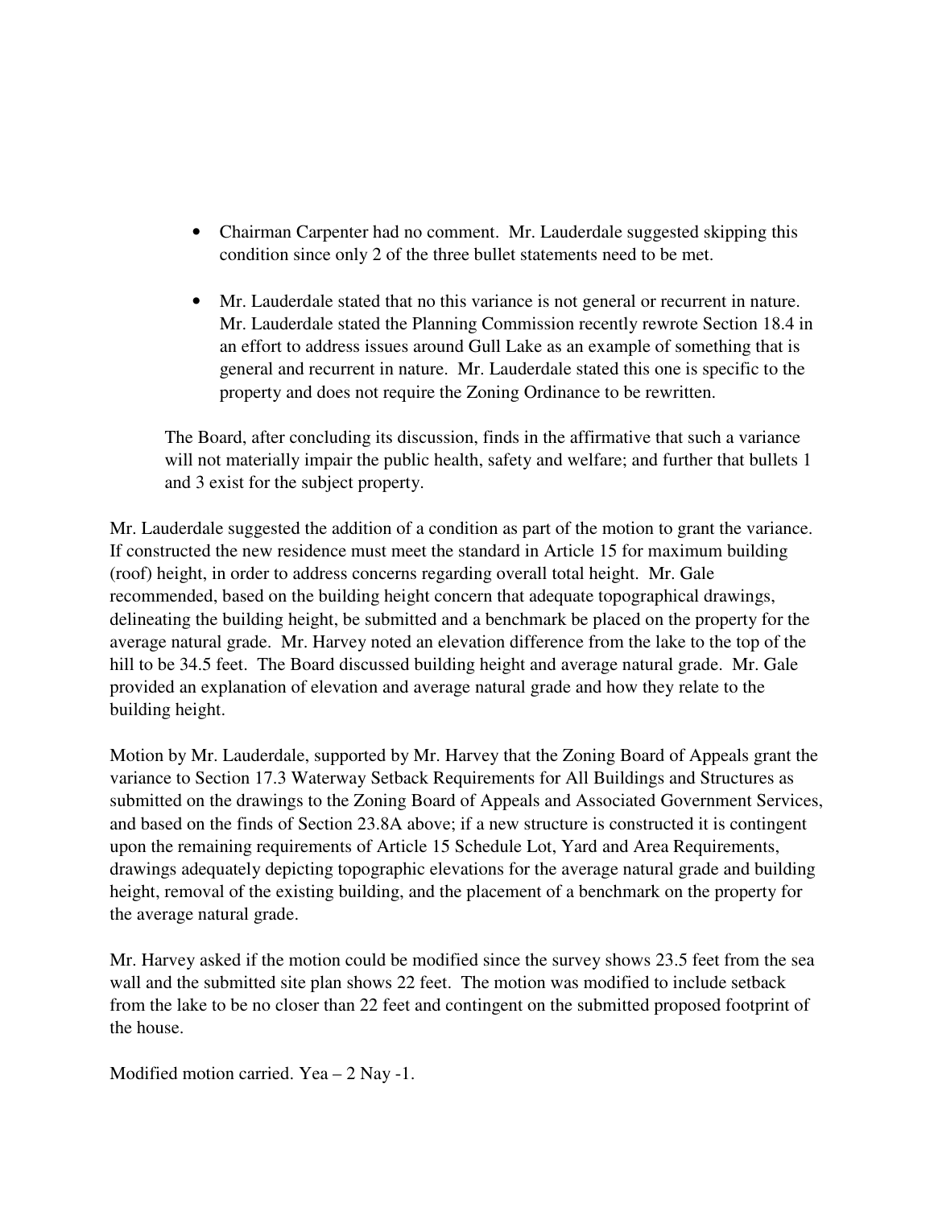- Chairman Carpenter had no comment. Mr. Lauderdale suggested skipping this condition since only 2 of the three bullet statements need to be met.

- Mr. Lauderdale stated that no this variance is not general or recurrent in nature. Mr. Lauderdale stated the Planning Commission recently rewrote Section 18.4 in an effort to address issues around Gull Lake as an example of something that is general and recurrent in nature. Mr. Lauderdale stated this one is specific to the property and does not require the Zoning Ordinance to be rewritten.

The Board, after concluding its discussion, finds in the affirmative that such a variance will not materially impair the public health, safety and welfare; and further that bullets 1 and 3 exist for the subject property.

Mr. Lauderdale suggested the addition of a condition as part of the motion to grant the variance. If constructed the new residence must meet the standard in Article 15 for maximum building (roof) height, in order to address concerns regarding overall total height. Mr. Gale recommended, based on the building height concern that adequate topographical drawings, delineating the building height, be submitted and a benchmark be placed on the property for the average natural grade. Mr. Harvey noted an elevation difference from the lake to the top of the hill to be 34.5 feet. The Board discussed building height and average natural grade. Mr. Gale provided an explanation of elevation and average natural grade and how they relate to the building height.

Motion by Mr. Lauderdale, supported by Mr. Harvey that the Zoning Board of Appeals grant the variance to Section 17.3 Waterway Setback Requirements for All Buildings and Structures as submitted on the drawings to the Zoning Board of Appeals and Associated Government Services, and based on the finds of Section 23.8A above; if a new structure is constructed it is contingent upon the remaining requirements of Article 15 Schedule Lot, Yard and Area Requirements, drawings adequately depicting topographic elevations for the average natural grade and building height, removal of the existing building, and the placement of a benchmark on the property for the average natural grade.

Mr. Harvey asked if the motion could be modified since the survey shows 23.5 feet from the sea wall and the submitted site plan shows 22 feet. The motion was modified to include setback from the lake to be no closer than 22 feet and contingent on the submitted proposed footprint of the house.

Modified motion carried. Yea – 2 Nay -1.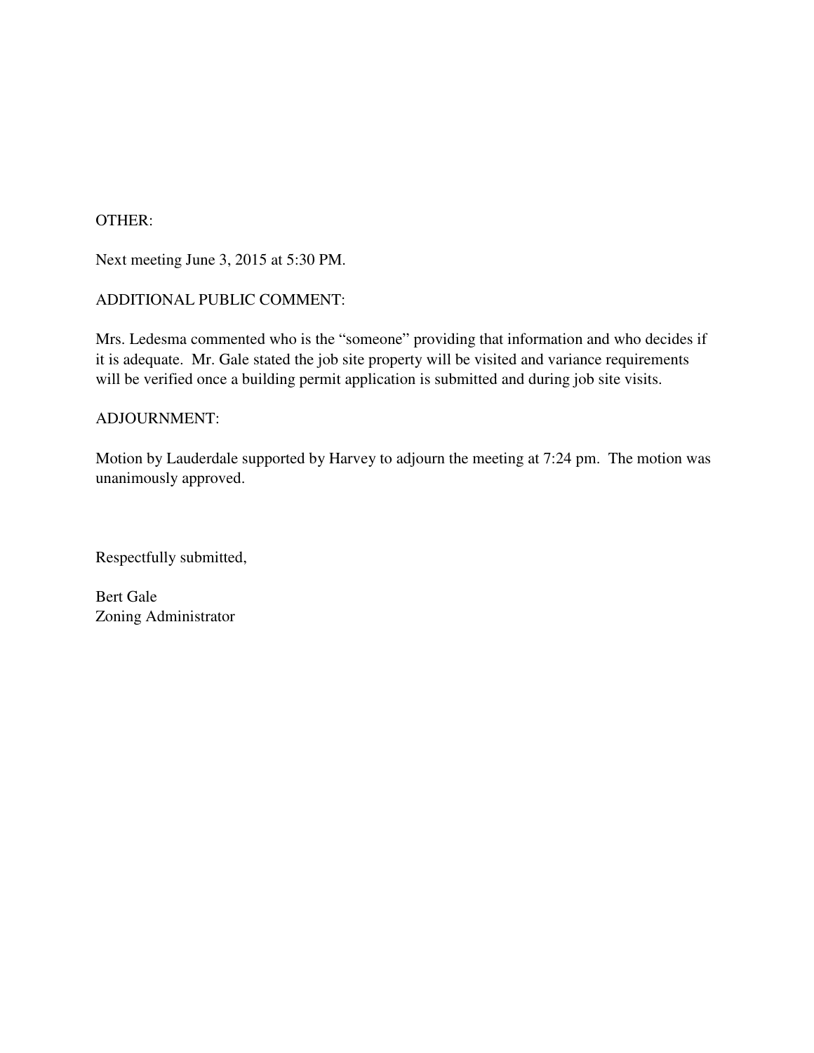OTHER:

Next meeting June 3, 2015 at 5:30 PM.

ADDITIONAL PUBLIC COMMENT:

Mrs. Ledesma commented who is the "someone" providing that information and who decides if it is adequate. Mr. Gale stated the job site property will be visited and variance requirements will be verified once a building permit application is submitted and during job site visits.

ADJOURNMENT:

Motion by Lauderdale supported by Harvey to adjourn the meeting at 7:24 pm. The motion was unanimously approved.

Respectfully submitted,

Bert Gale
Zoning Administrator